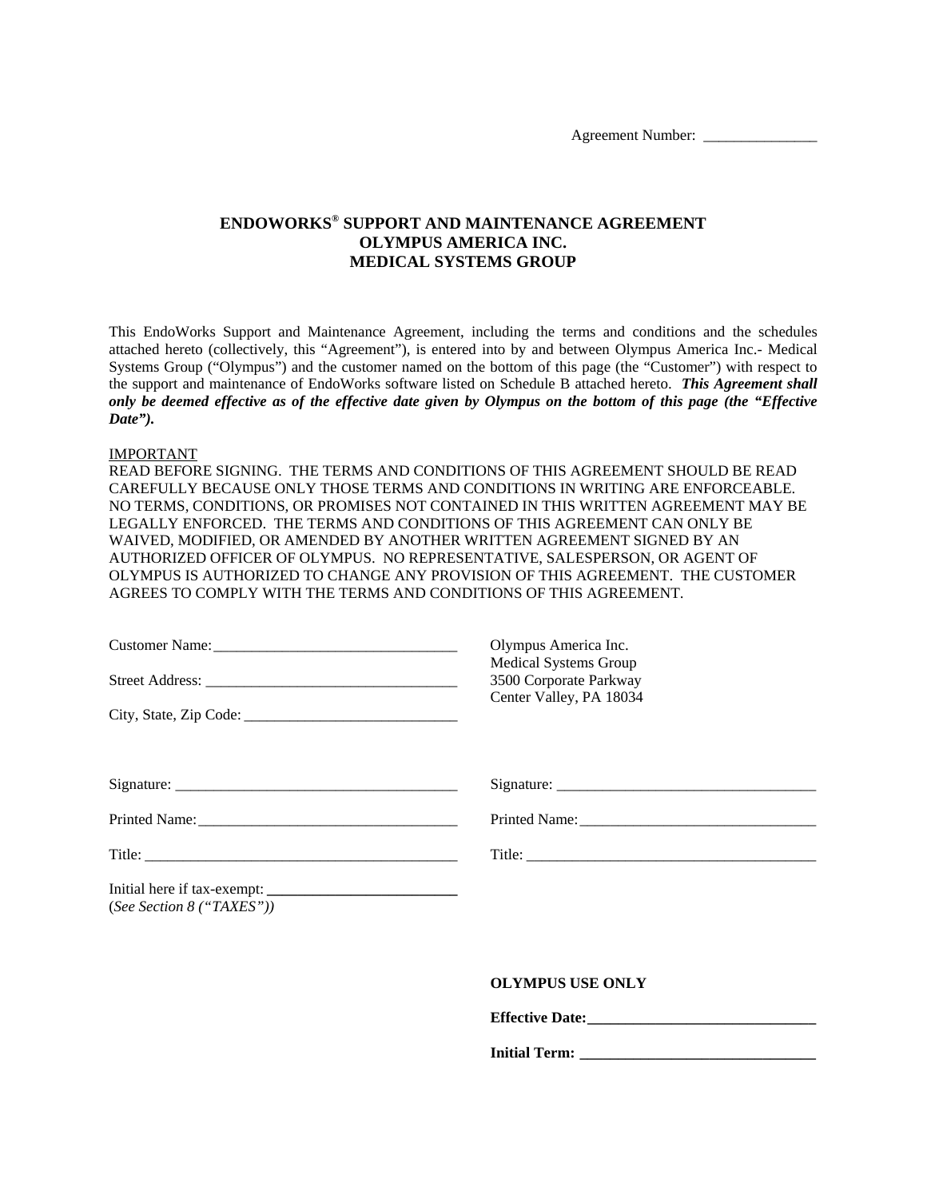Agreement Number: _______________

# ENDOWORKS® SUPPORT AND MAINTENANCE AGREEMENT
# OLYMPUS AMERICA INC.
# MEDICAL SYSTEMS GROUP

This EndoWorks Support and Maintenance Agreement, including the terms and conditions and the schedules attached hereto (collectively, this "Agreement"), is entered into by and between Olympus America Inc.- Medical Systems Group ("Olympus") and the customer named on the bottom of this page (the "Customer") with respect to the support and maintenance of EndoWorks software listed on Schedule B attached hereto. ***This Agreement shall only be deemed effective as of the effective date given by Olympus on the bottom of this page (the "Effective Date").***

IMPORTANT

READ BEFORE SIGNING. THE TERMS AND CONDITIONS OF THIS AGREEMENT SHOULD BE READ CAREFULLY BECAUSE ONLY THOSE TERMS AND CONDITIONS IN WRITING ARE ENFORCEABLE. NO TERMS, CONDITIONS, OR PROMISES NOT CONTAINED IN THIS WRITTEN AGREEMENT MAY BE LEGALLY ENFORCED. THE TERMS AND CONDITIONS OF THIS AGREEMENT CAN ONLY BE WAIVED, MODIFIED, OR AMENDED BY ANOTHER WRITTEN AGREEMENT SIGNED BY AN AUTHORIZED OFFICER OF OLYMPUS. NO REPRESENTATIVE, SALESPERSON, OR AGENT OF OLYMPUS IS AUTHORIZED TO CHANGE ANY PROVISION OF THIS AGREEMENT. THE CUSTOMER AGREES TO COMPLY WITH THE TERMS AND CONDITIONS OF THIS AGREEMENT.

Customer Name: _________________________________

Street Address: _________________________________

City, State, Zip Code: _____________________________

Olympus America Inc.
Medical Systems Group
3500 Corporate Parkway
Center Valley, PA 18034

Signature: _____________________________________

Printed Name: __________________________________

Title: _________________________________________

Initial here if tax-exempt: _________________________
(*See Section 8 ("TAXES")*)

Signature: _____________________________________

Printed Name: __________________________________

Title: _________________________________________

**OLYMPUS USE ONLY**

**Effective Date:_______________________________**

**Initial Term: _______________________________**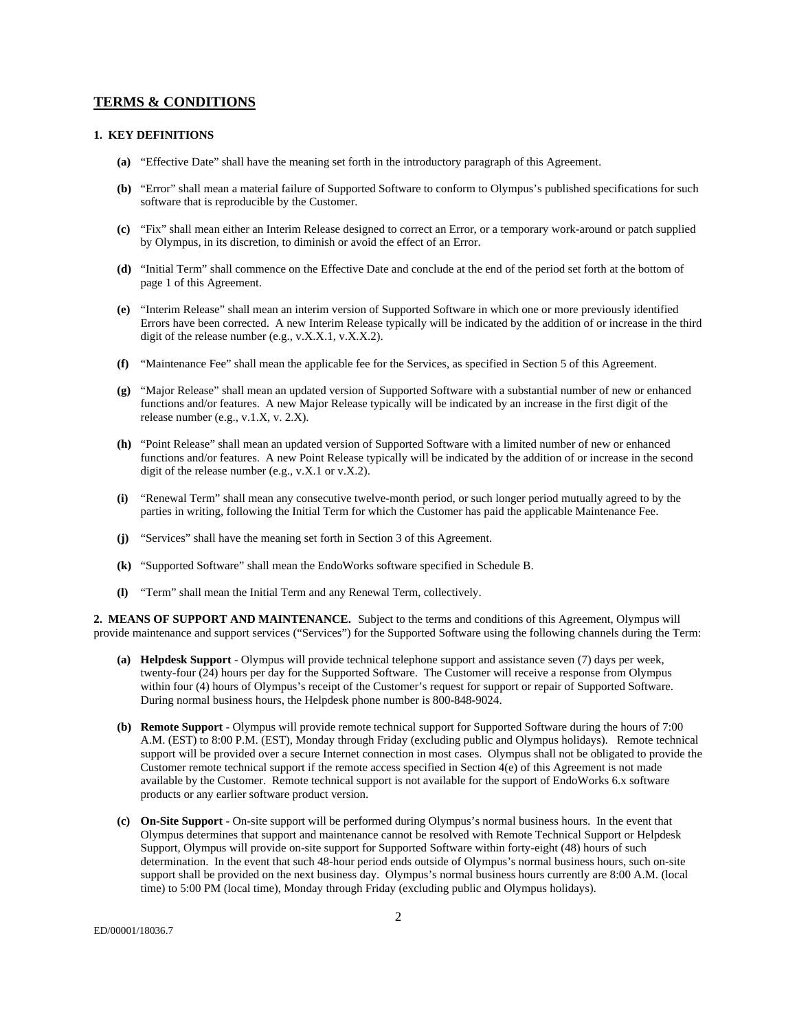## TERMS & CONDITIONS

### 1. KEY DEFINITIONS

- **(a)** "Effective Date" shall have the meaning set forth in the introductory paragraph of this Agreement.
- **(b)** "Error" shall mean a material failure of Supported Software to conform to Olympus's published specifications for such software that is reproducible by the Customer.
- **(c)** "Fix" shall mean either an Interim Release designed to correct an Error, or a temporary work-around or patch supplied by Olympus, in its discretion, to diminish or avoid the effect of an Error.
- **(d)** "Initial Term" shall commence on the Effective Date and conclude at the end of the period set forth at the bottom of page 1 of this Agreement.
- **(e)** "Interim Release" shall mean an interim version of Supported Software in which one or more previously identified Errors have been corrected. A new Interim Release typically will be indicated by the addition of or increase in the third digit of the release number (e.g., v.X.X.1, v.X.X.2).
- **(f)** "Maintenance Fee" shall mean the applicable fee for the Services, as specified in Section 5 of this Agreement.
- **(g)** "Major Release" shall mean an updated version of Supported Software with a substantial number of new or enhanced functions and/or features. A new Major Release typically will be indicated by an increase in the first digit of the release number (e.g., v.1.X, v. 2.X).
- **(h)** "Point Release" shall mean an updated version of Supported Software with a limited number of new or enhanced functions and/or features. A new Point Release typically will be indicated by the addition of or increase in the second digit of the release number (e.g., v.X.1 or v.X.2).
- **(i)** "Renewal Term" shall mean any consecutive twelve-month period, or such longer period mutually agreed to by the parties in writing, following the Initial Term for which the Customer has paid the applicable Maintenance Fee.
- **(j)** "Services" shall have the meaning set forth in Section 3 of this Agreement.
- **(k)** "Supported Software" shall mean the EndoWorks software specified in Schedule B.
- **(l)** "Term" shall mean the Initial Term and any Renewal Term, collectively.

**2. MEANS OF SUPPORT AND MAINTENANCE.** Subject to the terms and conditions of this Agreement, Olympus will provide maintenance and support services ("Services") for the Supported Software using the following channels during the Term:

- **(a) Helpdesk Support** - Olympus will provide technical telephone support and assistance seven (7) days per week, twenty-four (24) hours per day for the Supported Software. The Customer will receive a response from Olympus within four (4) hours of Olympus's receipt of the Customer's request for support or repair of Supported Software. During normal business hours, the Helpdesk phone number is 800-848-9024.
- **(b) Remote Support** - Olympus will provide remote technical support for Supported Software during the hours of 7:00 A.M. (EST) to 8:00 P.M. (EST), Monday through Friday (excluding public and Olympus holidays). Remote technical support will be provided over a secure Internet connection in most cases. Olympus shall not be obligated to provide the Customer remote technical support if the remote access specified in Section 4(e) of this Agreement is not made available by the Customer. Remote technical support is not available for the support of EndoWorks 6.x software products or any earlier software product version.
- **(c) On-Site Support** - On-site support will be performed during Olympus's normal business hours. In the event that Olympus determines that support and maintenance cannot be resolved with Remote Technical Support or Helpdesk Support, Olympus will provide on-site support for Supported Software within forty-eight (48) hours of such determination. In the event that such 48-hour period ends outside of Olympus's normal business hours, such on-site support shall be provided on the next business day. Olympus's normal business hours currently are 8:00 A.M. (local time) to 5:00 PM (local time), Monday through Friday (excluding public and Olympus holidays).

ED/00001/18036.7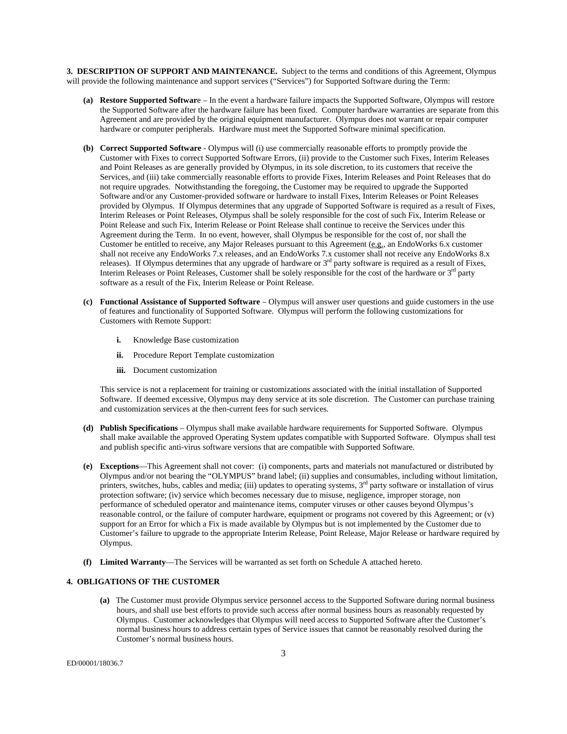**3. DESCRIPTION OF SUPPORT AND MAINTENANCE.** Subject to the terms and conditions of this Agreement, Olympus will provide the following maintenance and support services ("Services") for Supported Software during the Term:

**(a) Restore Supported Software** – In the event a hardware failure impacts the Supported Software, Olympus will restore the Supported Software after the hardware failure has been fixed. Computer hardware warranties are separate from this Agreement and are provided by the original equipment manufacturer. Olympus does not warrant or repair computer hardware or computer peripherals. Hardware must meet the Supported Software minimal specification.

**(b) Correct Supported Software** - Olympus will (i) use commercially reasonable efforts to promptly provide the Customer with Fixes to correct Supported Software Errors, (ii) provide to the Customer such Fixes, Interim Releases and Point Releases as are generally provided by Olympus, in its sole discretion, to its customers that receive the Services, and (iii) take commercially reasonable efforts to provide Fixes, Interim Releases and Point Releases that do not require upgrades. Notwithstanding the foregoing, the Customer may be required to upgrade the Supported Software and/or any Customer-provided software or hardware to install Fixes, Interim Releases or Point Releases provided by Olympus. If Olympus determines that any upgrade of Supported Software is required as a result of Fixes, Interim Releases or Point Releases, Olympus shall be solely responsible for the cost of such Fix, Interim Release or Point Release and such Fix, Interim Release or Point Release shall continue to receive the Services under this Agreement during the Term. In no event, however, shall Olympus be responsible for the cost of, nor shall the Customer be entitled to receive, any Major Releases pursuant to this Agreement (e.g., an EndoWorks 6.x customer shall not receive any EndoWorks 7.x releases, and an EndoWorks 7.x customer shall not receive any EndoWorks 8.x releases). If Olympus determines that any upgrade of hardware or 3rd party software is required as a result of Fixes, Interim Releases or Point Releases, Customer shall be solely responsible for the cost of the hardware or 3rd party software as a result of the Fix, Interim Release or Point Release.

**(c) Functional Assistance of Supported Software** – Olympus will answer user questions and guide customers in the use of features and functionality of Supported Software. Olympus will perform the following customizations for Customers with Remote Support:

**i.** Knowledge Base customization

**ii.** Procedure Report Template customization

**iii.** Document customization

This service is not a replacement for training or customizations associated with the initial installation of Supported Software. If deemed excessive, Olympus may deny service at its sole discretion. The Customer can purchase training and customization services at the then-current fees for such services.

**(d) Publish Specifications** – Olympus shall make available hardware requirements for Supported Software. Olympus shall make available the approved Operating System updates compatible with Supported Software. Olympus shall test and publish specific anti-virus software versions that are compatible with Supported Software.

**(e) Exceptions**—This Agreement shall not cover: (i) components, parts and materials not manufactured or distributed by Olympus and/or not bearing the "OLYMPUS" brand label; (ii) supplies and consumables, including without limitation, printers, switches, hubs, cables and media; (iii) updates to operating systems, 3rd party software or installation of virus protection software; (iv) service which becomes necessary due to misuse, negligence, improper storage, non performance of scheduled operator and maintenance items, computer viruses or other causes beyond Olympus's reasonable control, or the failure of computer hardware, equipment or programs not covered by this Agreement; or (v) support for an Error for which a Fix is made available by Olympus but is not implemented by the Customer due to Customer's failure to upgrade to the appropriate Interim Release, Point Release, Major Release or hardware required by Olympus.

**(f) Limited Warranty**—The Services will be warranted as set forth on Schedule A attached hereto.

**4. OBLIGATIONS OF THE CUSTOMER**

**(a)** The Customer must provide Olympus service personnel access to the Supported Software during normal business hours, and shall use best efforts to provide such access after normal business hours as reasonably requested by Olympus. Customer acknowledges that Olympus will need access to Supported Software after the Customer's normal business hours to address certain types of Service issues that cannot be reasonably resolved during the Customer's normal business hours.

ED/00001/18036.7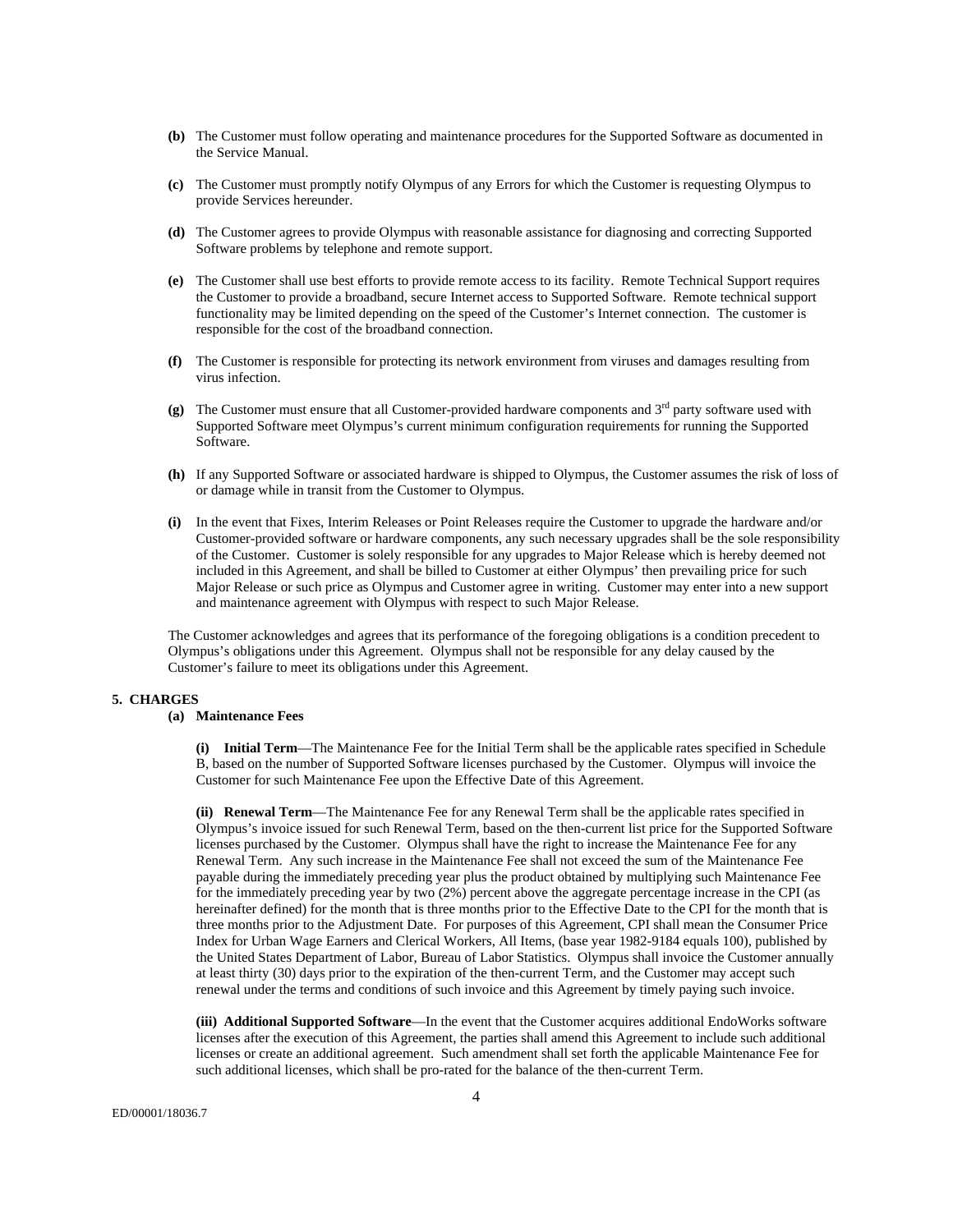**(b)** The Customer must follow operating and maintenance procedures for the Supported Software as documented in the Service Manual.

**(c)** The Customer must promptly notify Olympus of any Errors for which the Customer is requesting Olympus to provide Services hereunder.

**(d)** The Customer agrees to provide Olympus with reasonable assistance for diagnosing and correcting Supported Software problems by telephone and remote support.

**(e)** The Customer shall use best efforts to provide remote access to its facility. Remote Technical Support requires the Customer to provide a broadband, secure Internet access to Supported Software. Remote technical support functionality may be limited depending on the speed of the Customer's Internet connection. The customer is responsible for the cost of the broadband connection.

**(f)** The Customer is responsible for protecting its network environment from viruses and damages resulting from virus infection.

**(g)** The Customer must ensure that all Customer-provided hardware components and 3rd party software used with Supported Software meet Olympus's current minimum configuration requirements for running the Supported Software.

**(h)** If any Supported Software or associated hardware is shipped to Olympus, the Customer assumes the risk of loss of or damage while in transit from the Customer to Olympus.

**(i)** In the event that Fixes, Interim Releases or Point Releases require the Customer to upgrade the hardware and/or Customer-provided software or hardware components, any such necessary upgrades shall be the sole responsibility of the Customer. Customer is solely responsible for any upgrades to Major Release which is hereby deemed not included in this Agreement, and shall be billed to Customer at either Olympus' then prevailing price for such Major Release or such price as Olympus and Customer agree in writing. Customer may enter into a new support and maintenance agreement with Olympus with respect to such Major Release.

The Customer acknowledges and agrees that its performance of the foregoing obligations is a condition precedent to Olympus's obligations under this Agreement. Olympus shall not be responsible for any delay caused by the Customer's failure to meet its obligations under this Agreement.

## 5. CHARGES

### (a) Maintenance Fees

**(i) Initial Term**—The Maintenance Fee for the Initial Term shall be the applicable rates specified in Schedule B, based on the number of Supported Software licenses purchased by the Customer. Olympus will invoice the Customer for such Maintenance Fee upon the Effective Date of this Agreement.

**(ii) Renewal Term**—The Maintenance Fee for any Renewal Term shall be the applicable rates specified in Olympus's invoice issued for such Renewal Term, based on the then-current list price for the Supported Software licenses purchased by the Customer. Olympus shall have the right to increase the Maintenance Fee for any Renewal Term. Any such increase in the Maintenance Fee shall not exceed the sum of the Maintenance Fee payable during the immediately preceding year plus the product obtained by multiplying such Maintenance Fee for the immediately preceding year by two (2%) percent above the aggregate percentage increase in the CPI (as hereinafter defined) for the month that is three months prior to the Effective Date to the CPI for the month that is three months prior to the Adjustment Date. For purposes of this Agreement, CPI shall mean the Consumer Price Index for Urban Wage Earners and Clerical Workers, All Items, (base year 1982-9184 equals 100), published by the United States Department of Labor, Bureau of Labor Statistics. Olympus shall invoice the Customer annually at least thirty (30) days prior to the expiration of the then-current Term, and the Customer may accept such renewal under the terms and conditions of such invoice and this Agreement by timely paying such invoice.

**(iii) Additional Supported Software**—In the event that the Customer acquires additional EndoWorks software licenses after the execution of this Agreement, the parties shall amend this Agreement to include such additional licenses or create an additional agreement. Such amendment shall set forth the applicable Maintenance Fee for such additional licenses, which shall be pro-rated for the balance of the then-current Term.

ED/00001/18036.7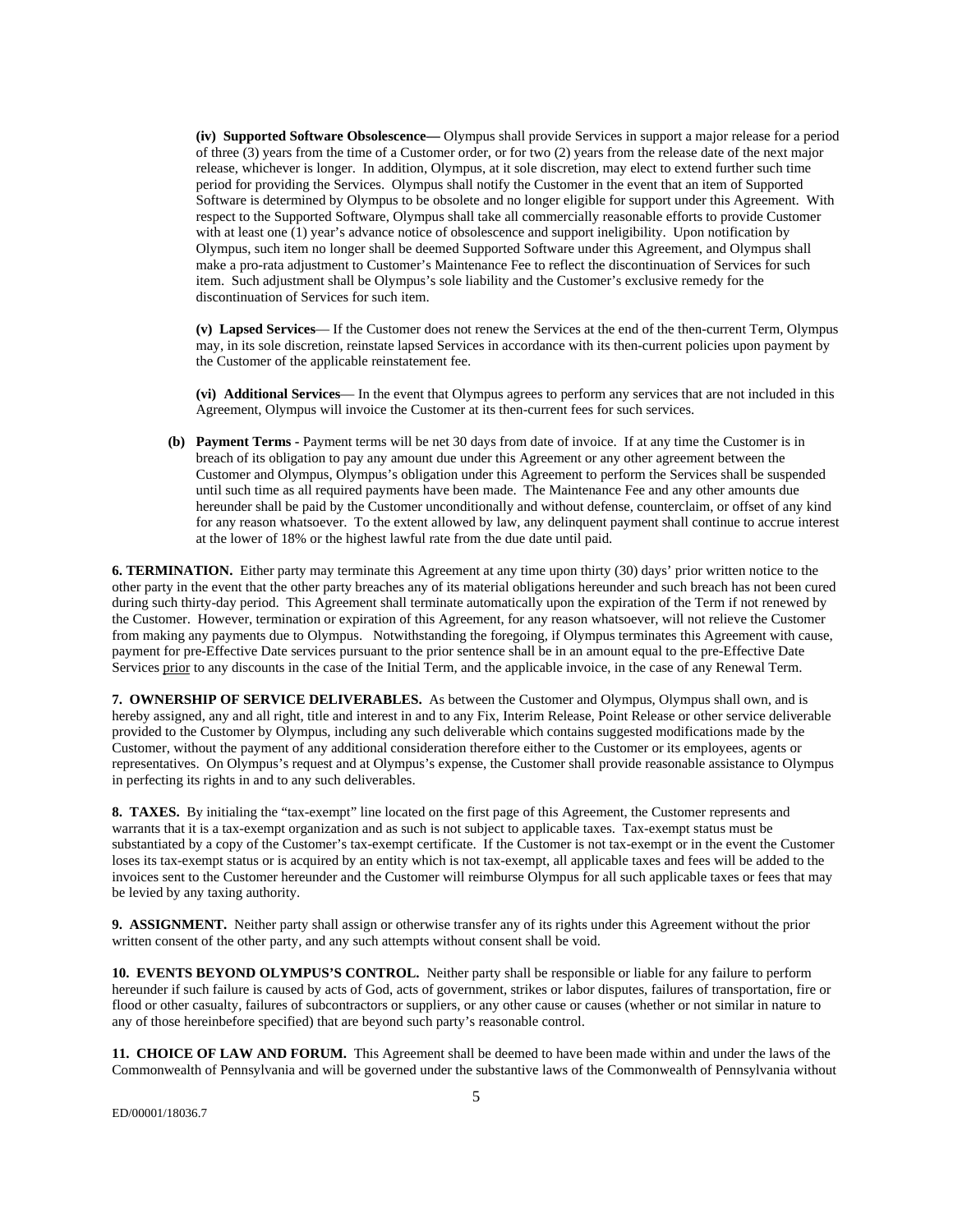**(iv) Supported Software Obsolescence—** Olympus shall provide Services in support a major release for a period of three (3) years from the time of a Customer order, or for two (2) years from the release date of the next major release, whichever is longer. In addition, Olympus, at it sole discretion, may elect to extend further such time period for providing the Services. Olympus shall notify the Customer in the event that an item of Supported Software is determined by Olympus to be obsolete and no longer eligible for support under this Agreement. With respect to the Supported Software, Olympus shall take all commercially reasonable efforts to provide Customer with at least one (1) year's advance notice of obsolescence and support ineligibility. Upon notification by Olympus, such item no longer shall be deemed Supported Software under this Agreement, and Olympus shall make a pro-rata adjustment to Customer's Maintenance Fee to reflect the discontinuation of Services for such item. Such adjustment shall be Olympus's sole liability and the Customer's exclusive remedy for the discontinuation of Services for such item.

**(v) Lapsed Services**— If the Customer does not renew the Services at the end of the then-current Term, Olympus may, in its sole discretion, reinstate lapsed Services in accordance with its then-current policies upon payment by the Customer of the applicable reinstatement fee.

**(vi) Additional Services**— In the event that Olympus agrees to perform any services that are not included in this Agreement, Olympus will invoice the Customer at its then-current fees for such services.

**(b) Payment Terms -** Payment terms will be net 30 days from date of invoice. If at any time the Customer is in breach of its obligation to pay any amount due under this Agreement or any other agreement between the Customer and Olympus, Olympus's obligation under this Agreement to perform the Services shall be suspended until such time as all required payments have been made. The Maintenance Fee and any other amounts due hereunder shall be paid by the Customer unconditionally and without defense, counterclaim, or offset of any kind for any reason whatsoever. To the extent allowed by law, any delinquent payment shall continue to accrue interest at the lower of 18% or the highest lawful rate from the due date until paid.

**6. TERMINATION.** Either party may terminate this Agreement at any time upon thirty (30) days' prior written notice to the other party in the event that the other party breaches any of its material obligations hereunder and such breach has not been cured during such thirty-day period. This Agreement shall terminate automatically upon the expiration of the Term if not renewed by the Customer. However, termination or expiration of this Agreement, for any reason whatsoever, will not relieve the Customer from making any payments due to Olympus. Notwithstanding the foregoing, if Olympus terminates this Agreement with cause, payment for pre-Effective Date services pursuant to the prior sentence shall be in an amount equal to the pre-Effective Date Services prior to any discounts in the case of the Initial Term, and the applicable invoice, in the case of any Renewal Term.

**7. OWNERSHIP OF SERVICE DELIVERABLES.** As between the Customer and Olympus, Olympus shall own, and is hereby assigned, any and all right, title and interest in and to any Fix, Interim Release, Point Release or other service deliverable provided to the Customer by Olympus, including any such deliverable which contains suggested modifications made by the Customer, without the payment of any additional consideration therefore either to the Customer or its employees, agents or representatives. On Olympus's request and at Olympus's expense, the Customer shall provide reasonable assistance to Olympus in perfecting its rights in and to any such deliverables.

**8. TAXES.** By initialing the "tax-exempt" line located on the first page of this Agreement, the Customer represents and warrants that it is a tax-exempt organization and as such is not subject to applicable taxes. Tax-exempt status must be substantiated by a copy of the Customer's tax-exempt certificate. If the Customer is not tax-exempt or in the event the Customer loses its tax-exempt status or is acquired by an entity which is not tax-exempt, all applicable taxes and fees will be added to the invoices sent to the Customer hereunder and the Customer will reimburse Olympus for all such applicable taxes or fees that may be levied by any taxing authority.

**9. ASSIGNMENT.** Neither party shall assign or otherwise transfer any of its rights under this Agreement without the prior written consent of the other party, and any such attempts without consent shall be void.

**10. EVENTS BEYOND OLYMPUS'S CONTROL.** Neither party shall be responsible or liable for any failure to perform hereunder if such failure is caused by acts of God, acts of government, strikes or labor disputes, failures of transportation, fire or flood or other casualty, failures of subcontractors or suppliers, or any other cause or causes (whether or not similar in nature to any of those hereinbefore specified) that are beyond such party's reasonable control.

**11. CHOICE OF LAW AND FORUM.** This Agreement shall be deemed to have been made within and under the laws of the Commonwealth of Pennsylvania and will be governed under the substantive laws of the Commonwealth of Pennsylvania without

ED/00001/18036.7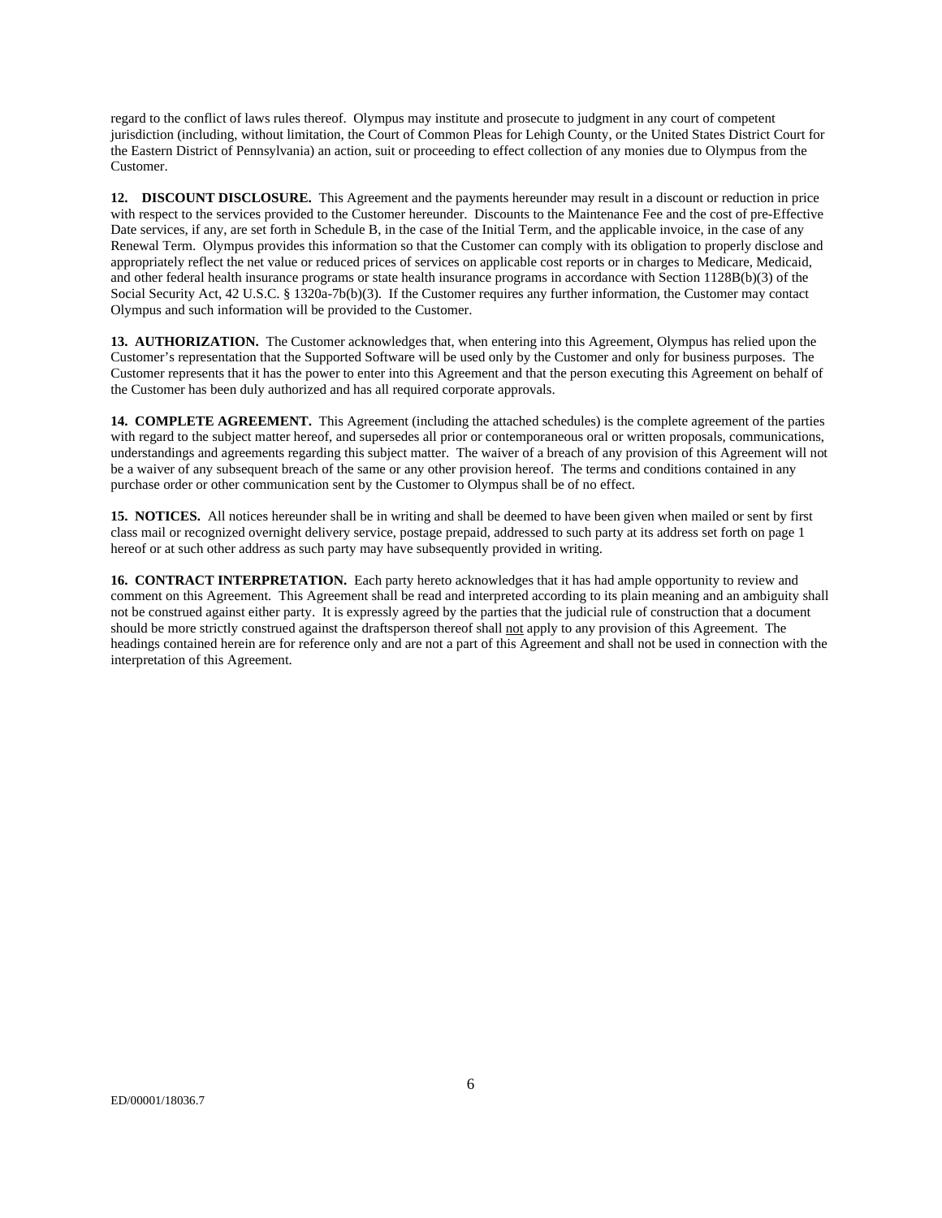regard to the conflict of laws rules thereof. Olympus may institute and prosecute to judgment in any court of competent jurisdiction (including, without limitation, the Court of Common Pleas for Lehigh County, or the United States District Court for the Eastern District of Pennsylvania) an action, suit or proceeding to effect collection of any monies due to Olympus from the Customer.

**12. DISCOUNT DISCLOSURE.** This Agreement and the payments hereunder may result in a discount or reduction in price with respect to the services provided to the Customer hereunder. Discounts to the Maintenance Fee and the cost of pre-Effective Date services, if any, are set forth in Schedule B, in the case of the Initial Term, and the applicable invoice, in the case of any Renewal Term. Olympus provides this information so that the Customer can comply with its obligation to properly disclose and appropriately reflect the net value or reduced prices of services on applicable cost reports or in charges to Medicare, Medicaid, and other federal health insurance programs or state health insurance programs in accordance with Section 1128B(b)(3) of the Social Security Act, 42 U.S.C. § 1320a-7b(b)(3). If the Customer requires any further information, the Customer may contact Olympus and such information will be provided to the Customer.

**13. AUTHORIZATION.** The Customer acknowledges that, when entering into this Agreement, Olympus has relied upon the Customer's representation that the Supported Software will be used only by the Customer and only for business purposes. The Customer represents that it has the power to enter into this Agreement and that the person executing this Agreement on behalf of the Customer has been duly authorized and has all required corporate approvals.

**14. COMPLETE AGREEMENT.** This Agreement (including the attached schedules) is the complete agreement of the parties with regard to the subject matter hereof, and supersedes all prior or contemporaneous oral or written proposals, communications, understandings and agreements regarding this subject matter. The waiver of a breach of any provision of this Agreement will not be a waiver of any subsequent breach of the same or any other provision hereof. The terms and conditions contained in any purchase order or other communication sent by the Customer to Olympus shall be of no effect.

**15. NOTICES.** All notices hereunder shall be in writing and shall be deemed to have been given when mailed or sent by first class mail or recognized overnight delivery service, postage prepaid, addressed to such party at its address set forth on page 1 hereof or at such other address as such party may have subsequently provided in writing.

**16. CONTRACT INTERPRETATION.** Each party hereto acknowledges that it has had ample opportunity to review and comment on this Agreement. This Agreement shall be read and interpreted according to its plain meaning and an ambiguity shall not be construed against either party. It is expressly agreed by the parties that the judicial rule of construction that a document should be more strictly construed against the draftsperson thereof shall not apply to any provision of this Agreement. The headings contained herein are for reference only and are not a part of this Agreement and shall not be used in connection with the interpretation of this Agreement.

ED/00001/18036.7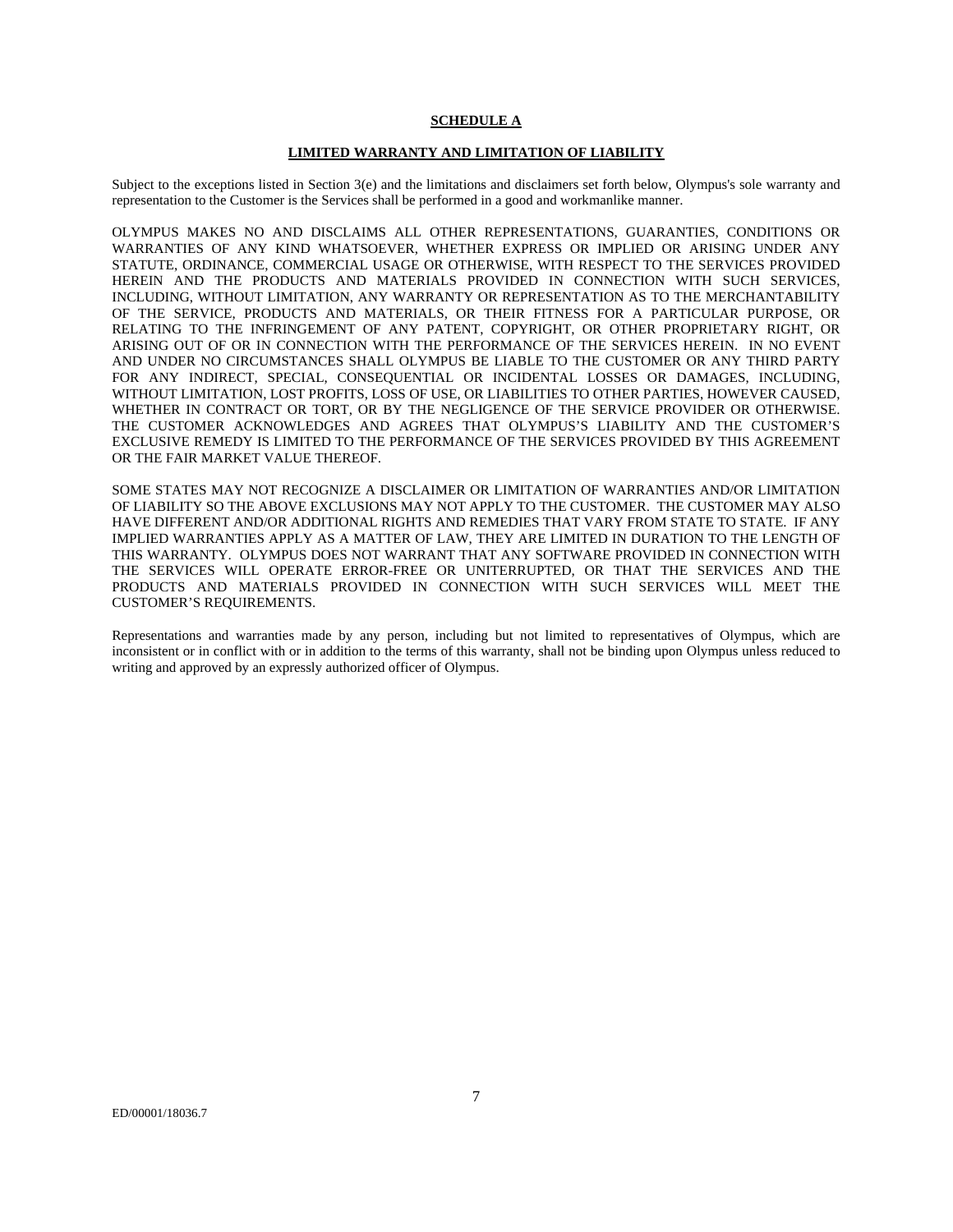**SCHEDULE A**

**LIMITED WARRANTY AND LIMITATION OF LIABILITY**

Subject to the exceptions listed in Section 3(e) and the limitations and disclaimers set forth below, Olympus's sole warranty and representation to the Customer is the Services shall be performed in a good and workmanlike manner.

OLYMPUS MAKES NO AND DISCLAIMS ALL OTHER REPRESENTATIONS, GUARANTIES, CONDITIONS OR WARRANTIES OF ANY KIND WHATSOEVER, WHETHER EXPRESS OR IMPLIED OR ARISING UNDER ANY STATUTE, ORDINANCE, COMMERCIAL USAGE OR OTHERWISE, WITH RESPECT TO THE SERVICES PROVIDED HEREIN AND THE PRODUCTS AND MATERIALS PROVIDED IN CONNECTION WITH SUCH SERVICES, INCLUDING, WITHOUT LIMITATION, ANY WARRANTY OR REPRESENTATION AS TO THE MERCHANTABILITY OF THE SERVICE, PRODUCTS AND MATERIALS, OR THEIR FITNESS FOR A PARTICULAR PURPOSE, OR RELATING TO THE INFRINGEMENT OF ANY PATENT, COPYRIGHT, OR OTHER PROPRIETARY RIGHT, OR ARISING OUT OF OR IN CONNECTION WITH THE PERFORMANCE OF THE SERVICES HEREIN. IN NO EVENT AND UNDER NO CIRCUMSTANCES SHALL OLYMPUS BE LIABLE TO THE CUSTOMER OR ANY THIRD PARTY FOR ANY INDIRECT, SPECIAL, CONSEQUENTIAL OR INCIDENTAL LOSSES OR DAMAGES, INCLUDING, WITHOUT LIMITATION, LOST PROFITS, LOSS OF USE, OR LIABILITIES TO OTHER PARTIES, HOWEVER CAUSED, WHETHER IN CONTRACT OR TORT, OR BY THE NEGLIGENCE OF THE SERVICE PROVIDER OR OTHERWISE. THE CUSTOMER ACKNOWLEDGES AND AGREES THAT OLYMPUS'S LIABILITY AND THE CUSTOMER'S EXCLUSIVE REMEDY IS LIMITED TO THE PERFORMANCE OF THE SERVICES PROVIDED BY THIS AGREEMENT OR THE FAIR MARKET VALUE THEREOF.

SOME STATES MAY NOT RECOGNIZE A DISCLAIMER OR LIMITATION OF WARRANTIES AND/OR LIMITATION OF LIABILITY SO THE ABOVE EXCLUSIONS MAY NOT APPLY TO THE CUSTOMER. THE CUSTOMER MAY ALSO HAVE DIFFERENT AND/OR ADDITIONAL RIGHTS AND REMEDIES THAT VARY FROM STATE TO STATE. IF ANY IMPLIED WARRANTIES APPLY AS A MATTER OF LAW, THEY ARE LIMITED IN DURATION TO THE LENGTH OF THIS WARRANTY. OLYMPUS DOES NOT WARRANT THAT ANY SOFTWARE PROVIDED IN CONNECTION WITH THE SERVICES WILL OPERATE ERROR-FREE OR UNITERRUPTED, OR THAT THE SERVICES AND THE PRODUCTS AND MATERIALS PROVIDED IN CONNECTION WITH SUCH SERVICES WILL MEET THE CUSTOMER'S REQUIREMENTS.

Representations and warranties made by any person, including but not limited to representatives of Olympus, which are inconsistent or in conflict with or in addition to the terms of this warranty, shall not be binding upon Olympus unless reduced to writing and approved by an expressly authorized officer of Olympus.

ED/00001/18036.7